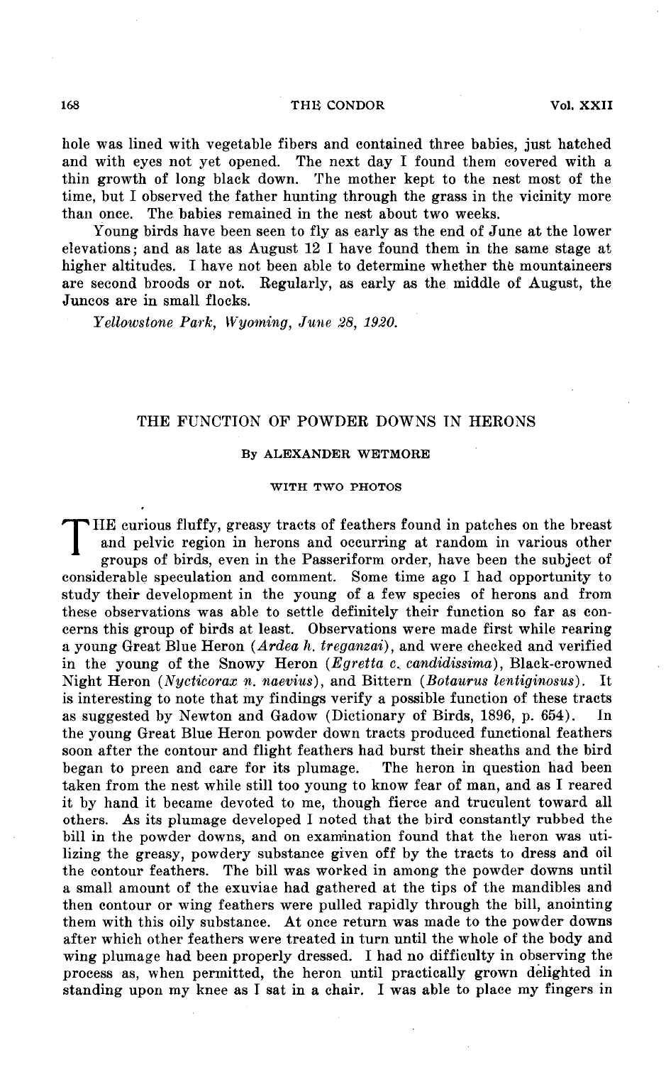hole was lined with vegetable fibers and contained three babies, just hatched and with eyes not yet opened. The next day I found them covered with a thin growth of long black down. The mother kept to the nest most of the time, but I observed the father hunting through the grass in the vicinity more than once. The babies remained in the nest about two weeks.

Young birds have been seen to fly as early as the end of June at the lower elevations; and as late as August 12 I have found them in the same stage at higher altitudes. I have not been able to determine whether the mountaineers are second broods or not. Regularly, as early as the middle of August, the Juncos are in small flocks.

*Yellowstone Park, Wyoming, June 28, 1920.*

## THE FUNCTION OF POWDER DOWNS IN HERONS

By ALEXANDER WETMORE

WITH TWO PHOTOS

THE curious fluffy, greasy tracts of feathers found in patches on the breast and pelvic region in herons and occurring at random in various other groups of birds, even in the Passeriform order, have been the subject of considerable speculation and comment. Some time ago I had opportunity to study their development in the young of a few species of herons and from these observations was able to settle definitely their function so far as concerns this group of birds at least. Observations were made first while rearing a young Great Blue Heron (*Ardea h. treganzai*), and were checked and verified in the young of the Snowy Heron (*Egretta c. candidissima*), Black-crowned Night Heron (*Nycticorax n. naevius*), and Bittern (*Botaurus lentiginosus*). It is interesting to note that my findings verify a possible function of these tracts as suggested by Newton and Gadow (Dictionary of Birds, 1896, p. 654). In the young Great Blue Heron powder down tracts produced functional feathers soon after the contour and flight feathers had burst their sheaths and the bird began to preen and care for its plumage. The heron in question had been taken from the nest while still too young to know fear of man, and as I reared it by hand it became devoted to me, though fierce and truculent toward all others. As its plumage developed I noted that the bird constantly rubbed the bill in the powder downs, and on examination found that the heron was utilizing the greasy, powdery substance given off by the tracts to dress and oil the contour feathers. The bill was worked in among the powder downs until a small amount of the exuviae had gathered at the tips of the mandibles and then contour or wing feathers were pulled rapidly through the bill, anointing them with this oily substance. At once return was made to the powder downs after which other feathers were treated in turn until the whole of the body and wing plumage had been properly dressed. I had no difficulty in observing the process as, when permitted, the heron until practically grown delighted in standing upon my knee as I sat in a chair. I was able to place my fingers in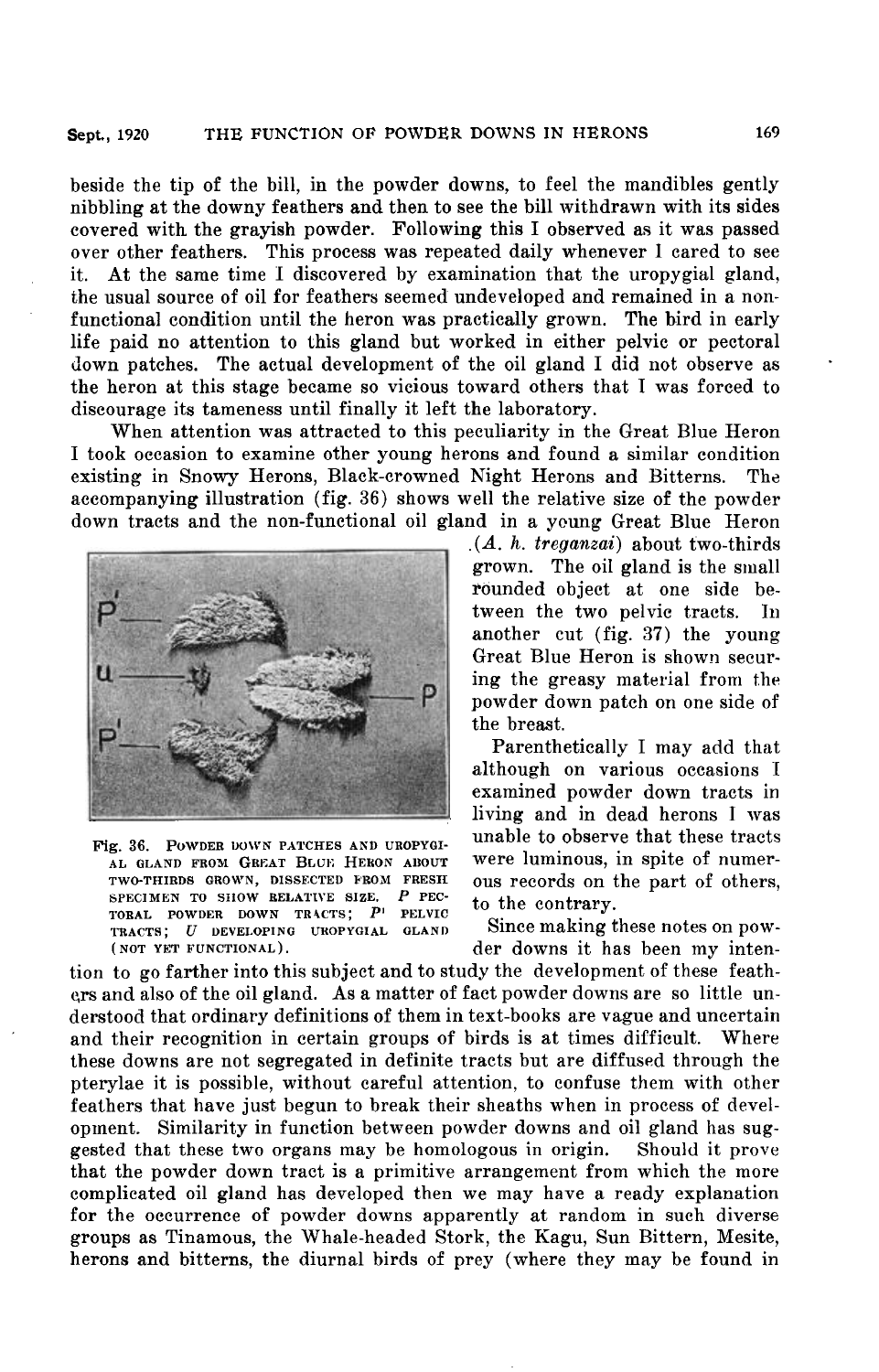beside the tip of the bill, in the powder downs, to feel the mandibles gently nibbling at the downy feathers and then to see the bill withdrawn with its sides covered with the grayish powder. Following this I observed as it was passed over other feathers. This process was repeated daily whenever I cared to see it. At the same time I discovered by examination that the uropygial gland, the usual source of oil for feathers seemed undeveloped and remained in a non-functional condition until the heron was practically grown. The bird in early life paid no attention to this gland but worked in either pelvic or pectoral down patches. The actual development of the oil gland I did not observe as the heron at this stage became so vicious toward others that I was forced to discourage its tameness until finally it left the laboratory.

When attention was attracted to this peculiarity in the Great Blue Heron I took occasion to examine other young herons and found a similar condition existing in Snowy Herons, Black-crowned Night Herons and Bitterns. The accompanying illustration (fig. 36) shows well the relative size of the powder down tracts and the non-functional oil gland in a young Great Blue Heron (*A. h. treganzai*) about two-thirds grown. The oil gland is the small rounded object at one side between the two pelvic tracts. In another cut (fig. 37) the young Great Blue Heron is shown securing the greasy material from the powder down patch on one side of the breast.

Fig. 36. Powder down patches and uropygial gland from Great Blue Heron about two-thirds grown, dissected from fresh specimen to show relative size. *P* pectoral powder down tracts; *P*' pelvic tracts; *U* developing uropygial gland (not yet functional).

Parenthetically I may add that although on various occasions I examined powder down tracts in living and in dead herons I was unable to observe that these tracts were luminous, in spite of numerous records on the part of others, to the contrary.

Since making these notes on powder downs it has been my intention to go farther into this subject and to study the development of these feathers and also of the oil gland. As a matter of fact powder downs are so little understood that ordinary definitions of them in text-books are vague and uncertain and their recognition in certain groups of birds is at times difficult. Where these downs are not segregated in definite tracts but are diffused through the pterylae it is possible, without careful attention, to confuse them with other feathers that have just begun to break their sheaths when in process of development. Similarity in function between powder downs and oil gland has suggested that these two organs may be homologous in origin. Should it prove that the powder down tract is a primitive arrangement from which the more complicated oil gland has developed then we may have a ready explanation for the occurrence of powder downs apparently at random in such diverse groups as Tinamous, the Whale-headed Stork, the Kagu, Sun Bittern, Mesite, herons and bitterns, the diurnal birds of prey (where they may be found in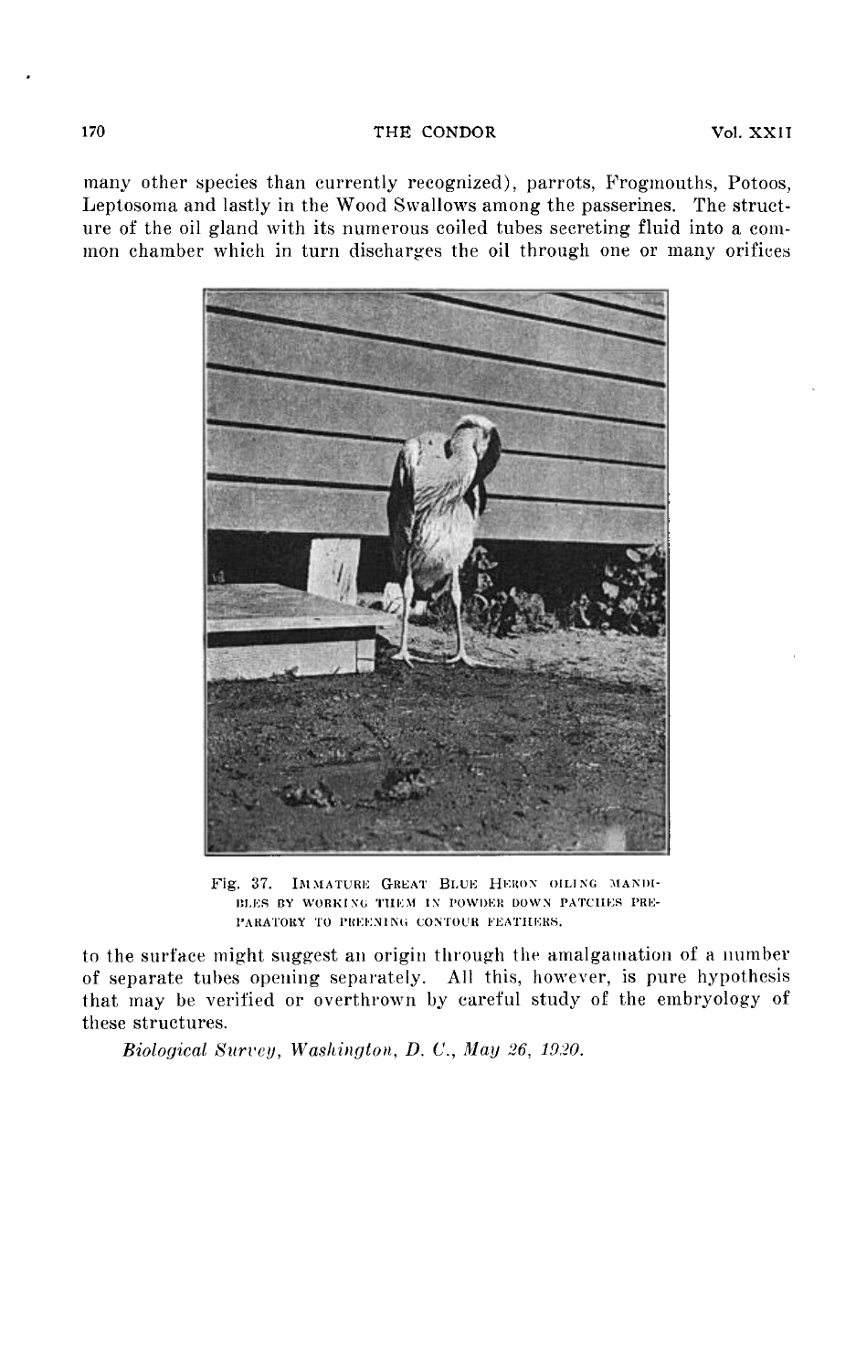many other species than currently recognized), parrots, Frogmouths, Potoos, Leptosoma and lastly in the Wood Swallows among the passerines. The structure of the oil gland with its numerous coiled tubes secreting fluid into a common chamber which in turn discharges the oil through one or many orifices

Fig. 37. Immature Great Blue Heron oiling mandibles by working them in powder down patches preparatory to preening contour feathers.

to the surface might suggest an origin through the amalgamation of a number of separate tubes opening separately. All this, however, is pure hypothesis that may be verified or overthrown by careful study of the embryology of these structures.

*Biological Survey, Washington, D. C., May 26, 1920.*